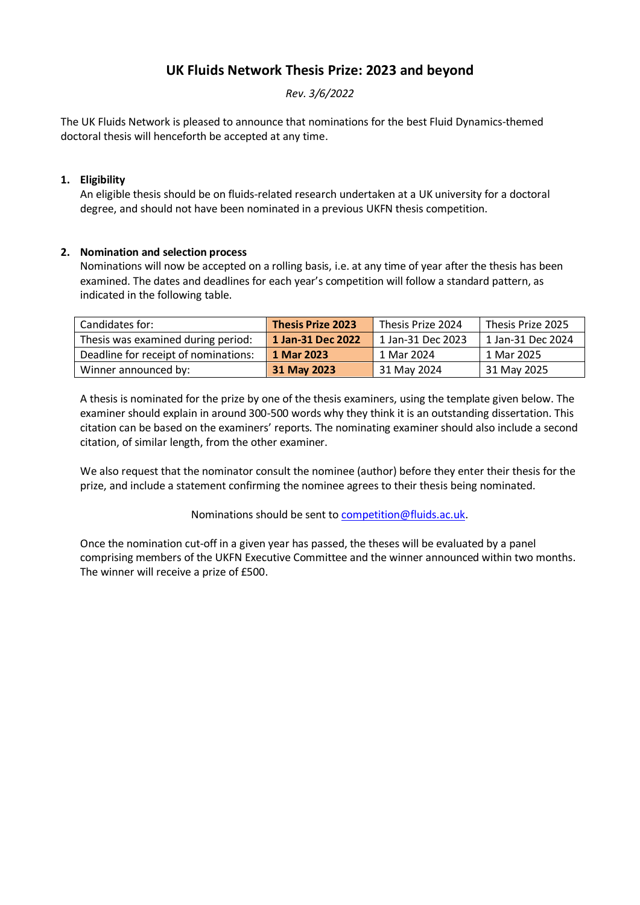# UK Fluids Network Thesis Prize: 2023 and beyond

*Rev. 3/6/2022*

The UK Fluids Network is pleased to announce that nominations for the best Fluid Dynamics-themed doctoral thesis will henceforth be accepted at any time.

1. **Eligibility**

   An eligible thesis should be on fluids-related research undertaken at a UK university for a doctoral degree, and should not have been nominated in a previous UKFN thesis competition.

2. **Nomination and selection process**

   Nominations will now be accepted on a rolling basis, i.e. at any time of year after the thesis has been examined. The dates and deadlines for each year's competition will follow a standard pattern, as indicated in the following table.

| Candidates for: | **Thesis Prize 2023** | Thesis Prize 2024 | Thesis Prize 2025 |
|---|---|---|---|
| Thesis was examined during period: | **1 Jan-31 Dec 2022** | 1 Jan-31 Dec 2023 | 1 Jan-31 Dec 2024 |
| Deadline for receipt of nominations: | **1 Mar 2023** | 1 Mar 2024 | 1 Mar 2025 |
| Winner announced by: | **31 May 2023** | 31 May 2024 | 31 May 2025 |

A thesis is nominated for the prize by one of the thesis examiners, using the template given below. The examiner should explain in around 300-500 words why they think it is an outstanding dissertation. This citation can be based on the examiners' reports. The nominating examiner should also include a second citation, of similar length, from the other examiner.

We also request that the nominator consult the nominee (author) before they enter their thesis for the prize, and include a statement confirming the nominee agrees to their thesis being nominated.

Nominations should be sent to competition@fluids.ac.uk.

Once the nomination cut-off in a given year has passed, the theses will be evaluated by a panel comprising members of the UKFN Executive Committee and the winner announced within two months. The winner will receive a prize of £500.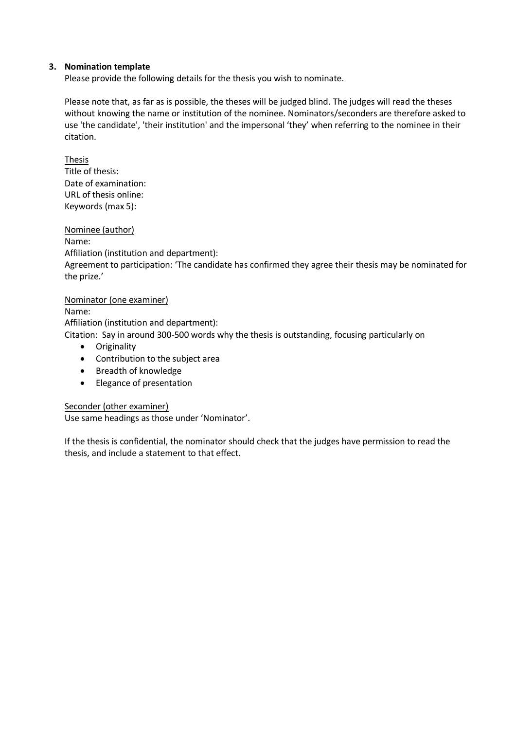### 3. Nomination template

Please provide the following details for the thesis you wish to nominate.

Please note that, as far as is possible, the theses will be judged blind. The judges will read the theses without knowing the name or institution of the nominee. Nominators/seconders are therefore asked to use 'the candidate', 'their institution' and the impersonal 'they' when referring to the nominee in their citation.

<u>Thesis</u>

Title of thesis:
Date of examination:
URL of thesis online:
Keywords (max 5):

<u>Nominee (author)</u>

Name:
Affiliation (institution and department):
Agreement to participation: 'The candidate has confirmed they agree their thesis may be nominated for the prize.'

<u>Nominator (one examiner)</u>

Name:
Affiliation (institution and department):
Citation: Say in around 300-500 words why the thesis is outstanding, focusing particularly on

- Originality
- Contribution to the subject area
- Breadth of knowledge
- Elegance of presentation

<u>Seconder (other examiner)</u>

Use same headings as those under 'Nominator'.

If the thesis is confidential, the nominator should check that the judges have permission to read the thesis, and include a statement to that effect.